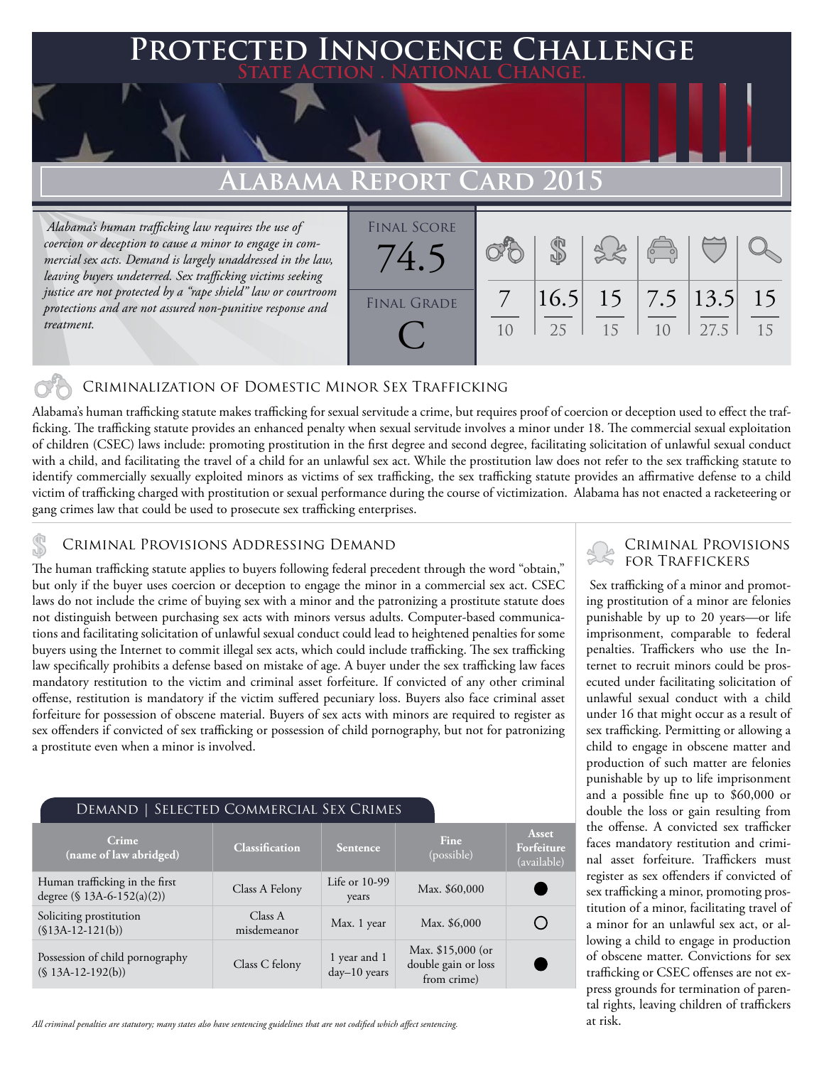# Protected Innocence Challenge

**State Action . National Change.**

## Alabama Report Card 2015

*Alabama's human trafficking law requires the use of coercion or deception to cause a minor to engage in commercial sex acts. Demand is largely unaddressed in the law, leaving buyers undeterred. Sex trafficking victims seeking justice are not protected by a "rape shield" law or courtroom protections and are not assured non-punitive response and treatment.*

| Final Score | Final Grade |
|---|---|
| 74.5 | C |

| Criminalization of Domestic Minor Sex Trafficking | Criminal Provisions Addressing Demand | Criminal Provisions for Traffickers | Criminal Provisions for Facilitators | Protective Provisions for the Child Victims | Criminal Justice Tools for Investigation and Prosecutions |
|---|---|---|---|---|---|
| 7/10 | 16.5/25 | 15/15 | 7.5/10 | 13.5/27.5 | 15/15 |

### Criminalization of Domestic Minor Sex Trafficking

Alabama's human trafficking statute makes trafficking for sexual servitude a crime, but requires proof of coercion or deception used to effect the trafficking. The trafficking statute provides an enhanced penalty when sexual servitude involves a minor under 18. The commercial sexual exploitation of children (CSEC) laws include: promoting prostitution in the first degree and second degree, facilitating solicitation of unlawful sexual conduct with a child, and facilitating the travel of a child for an unlawful sex act. While the prostitution law does not refer to the sex trafficking statute to identify commercially sexually exploited minors as victims of sex trafficking, the sex trafficking statute provides an affirmative defense to a child victim of trafficking charged with prostitution or sexual performance during the course of victimization. Alabama has not enacted a racketeering or gang crimes law that could be used to prosecute sex trafficking enterprises.

### Criminal Provisions Addressing Demand

The human trafficking statute applies to buyers following federal precedent through the word "obtain," but only if the buyer uses coercion or deception to engage the minor in a commercial sex act. CSEC laws do not include the crime of buying sex with a minor and the patronizing a prostitute statute does not distinguish between purchasing sex acts with minors versus adults. Computer-based communications and facilitating solicitation of unlawful sexual conduct could lead to heightened penalties for some buyers using the Internet to commit illegal sex acts, which could include trafficking. The sex trafficking law specifically prohibits a defense based on mistake of age. A buyer under the sex trafficking law faces mandatory restitution to the victim and criminal asset forfeiture. If convicted of any other criminal offense, restitution is mandatory if the victim suffered pecuniary loss. Buyers also face criminal asset forfeiture for possession of obscene material. Buyers of sex acts with minors are required to register as sex offenders if convicted of sex trafficking or possession of child pornography, but not for patronizing a prostitute even when a minor is involved.

#### Demand | Selected Commercial Sex Crimes

| Crime (name of law abridged) | Classification | Sentence | Fine (possible) | Asset Forfeiture (available) |
|---|---|---|---|---|
| Human trafficking in the first degree (§ 13A-6-152(a)(2)) | Class A Felony | Life or 10-99 years | Max. $60,000 | ● |
| Soliciting prostitution (§13A-12-121(b)) | Class A misdemeanor | Max. 1 year | Max. $6,000 | ○ |
| Possession of child pornography (§ 13A-12-192(b)) | Class C felony | 1 year and 1 day–10 years | Max. $15,000 (or double gain or loss from crime) | ● |

*All criminal penalties are statutory; many states also have sentencing guidelines that are not codified which affect sentencing.*

### Criminal Provisions for Traffickers

Sex trafficking of a minor and promoting prostitution of a minor are felonies punishable by up to 20 years—or life imprisonment, comparable to federal penalties. Traffickers who use the Internet to recruit minors could be prosecuted under facilitating solicitation of unlawful sexual conduct with a child under 16 that might occur as a result of sex trafficking. Permitting or allowing a child to engage in obscene matter and production of such matter are felonies punishable by up to life imprisonment and a possible fine up to $60,000 or double the loss or gain resulting from the offense. A convicted sex trafficker faces mandatory restitution and criminal asset forfeiture. Traffickers must register as sex offenders if convicted of sex trafficking a minor, promoting prostitution of a minor, facilitating travel of a minor for an unlawful sex act, or allowing a child to engage in production of obscene matter. Convictions for sex trafficking or CSEC offenses are not express grounds for termination of parental rights, leaving children of traffickers at risk.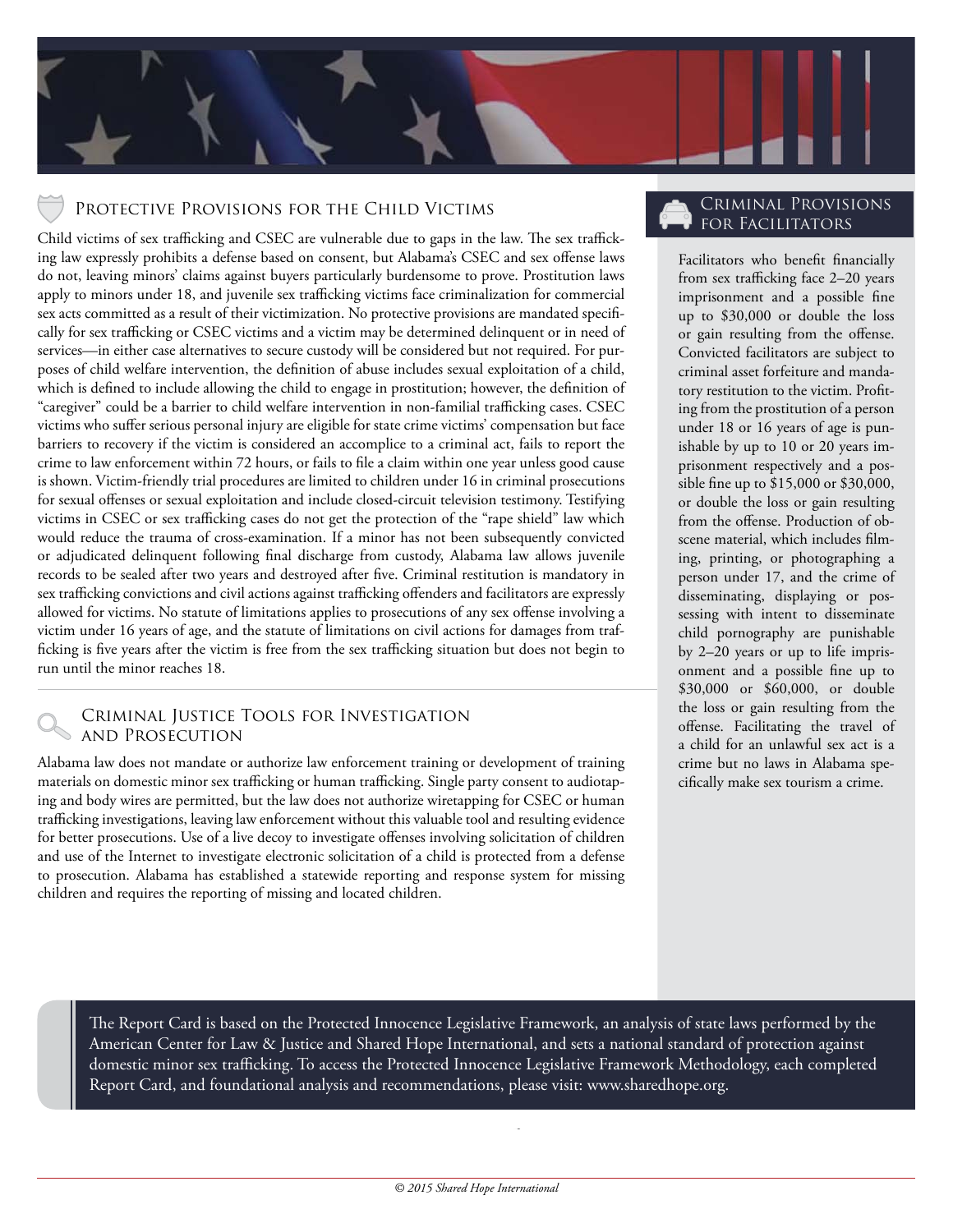## Protective Provisions for the Child Victims

Child victims of sex trafficking and CSEC are vulnerable due to gaps in the law. The sex trafficking law expressly prohibits a defense based on consent, but Alabama's CSEC and sex offense laws do not, leaving minors' claims against buyers particularly burdensome to prove. Prostitution laws apply to minors under 18, and juvenile sex trafficking victims face criminalization for commercial sex acts committed as a result of their victimization. No protective provisions are mandated specifically for sex trafficking or CSEC victims and a victim may be determined delinquent or in need of services—in either case alternatives to secure custody will be considered but not required. For purposes of child welfare intervention, the definition of abuse includes sexual exploitation of a child, which is defined to include allowing the child to engage in prostitution; however, the definition of "caregiver" could be a barrier to child welfare intervention in non-familial trafficking cases. CSEC victims who suffer serious personal injury are eligible for state crime victims' compensation but face barriers to recovery if the victim is considered an accomplice to a criminal act, fails to report the crime to law enforcement within 72 hours, or fails to file a claim within one year unless good cause is shown. Victim-friendly trial procedures are limited to children under 16 in criminal prosecutions for sexual offenses or sexual exploitation and include closed-circuit television testimony. Testifying victims in CSEC or sex trafficking cases do not get the protection of the "rape shield" law which would reduce the trauma of cross-examination. If a minor has not been subsequently convicted or adjudicated delinquent following final discharge from custody, Alabama law allows juvenile records to be sealed after two years and destroyed after five. Criminal restitution is mandatory in sex trafficking convictions and civil actions against trafficking offenders and facilitators are expressly allowed for victims. No statute of limitations applies to prosecutions of any sex offense involving a victim under 16 years of age, and the statute of limitations on civil actions for damages from trafficking is five years after the victim is free from the sex trafficking situation but does not begin to run until the minor reaches 18.

## Criminal Justice Tools for Investigation and Prosecution

Alabama law does not mandate or authorize law enforcement training or development of training materials on domestic minor sex trafficking or human trafficking. Single party consent to audiotaping and body wires are permitted, but the law does not authorize wiretapping for CSEC or human trafficking investigations, leaving law enforcement without this valuable tool and resulting evidence for better prosecutions. Use of a live decoy to investigate offenses involving solicitation of children and use of the Internet to investigate electronic solicitation of a child is protected from a defense to prosecution. Alabama has established a statewide reporting and response system for missing children and requires the reporting of missing and located children.

## Criminal Provisions for Facilitators

Facilitators who benefit financially from sex trafficking face 2–20 years imprisonment and a possible fine up to $30,000 or double the loss or gain resulting from the offense. Convicted facilitators are subject to criminal asset forfeiture and mandatory restitution to the victim. Profiting from the prostitution of a person under 18 or 16 years of age is punishable by up to 10 or 20 years imprisonment respectively and a possible fine up to $15,000 or $30,000, or double the loss or gain resulting from the offense. Production of obscene material, which includes filming, printing, or photographing a person under 17, and the crime of disseminating, displaying or possessing with intent to disseminate child pornography are punishable by 2–20 years or up to life imprisonment and a possible fine up to $30,000 or $60,000, or double the loss or gain resulting from the offense. Facilitating the travel of a child for an unlawful sex act is a crime but no laws in Alabama specifically make sex tourism a crime.

The Report Card is based on the Protected Innocence Legislative Framework, an analysis of state laws performed by the American Center for Law & Justice and Shared Hope International, and sets a national standard of protection against domestic minor sex trafficking. To access the Protected Innocence Legislative Framework Methodology, each completed Report Card, and foundational analysis and recommendations, please visit: www.sharedhope.org.

*© 2015 Shared Hope International*